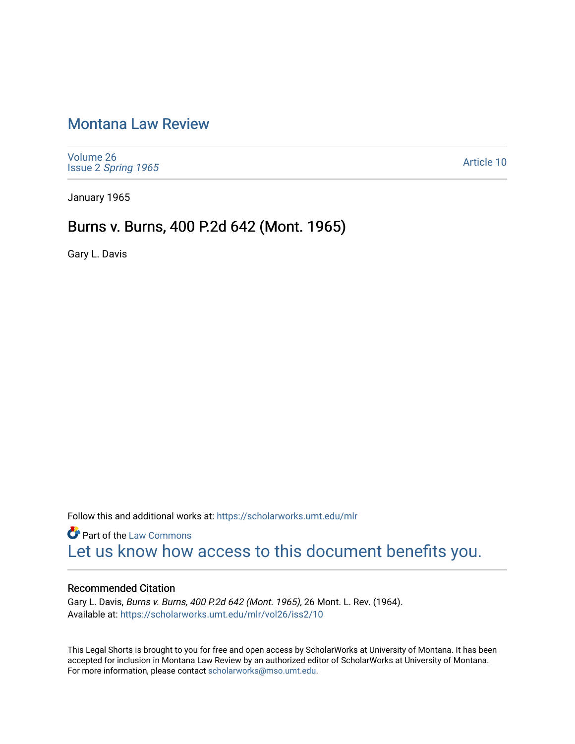# Montana Law Review

Volume 26
Issue 2 *Spring 1965*

Article 10

January 1965

## Burns v. Burns, 400 P.2d 642 (Mont. 1965)

Gary L. Davis

Follow this and additional works at: https://scholarworks.umt.edu/mlr

Part of the Law Commons

Let us know how access to this document benefits you.

### Recommended Citation

Gary L. Davis, *Burns v. Burns, 400 P.2d 642 (Mont. 1965)*, 26 Mont. L. Rev. (1964).
Available at: https://scholarworks.umt.edu/mlr/vol26/iss2/10

This Legal Shorts is brought to you for free and open access by ScholarWorks at University of Montana. It has been accepted for inclusion in Montana Law Review by an authorized editor of ScholarWorks at University of Montana. For more information, please contact scholarworks@mso.umt.edu.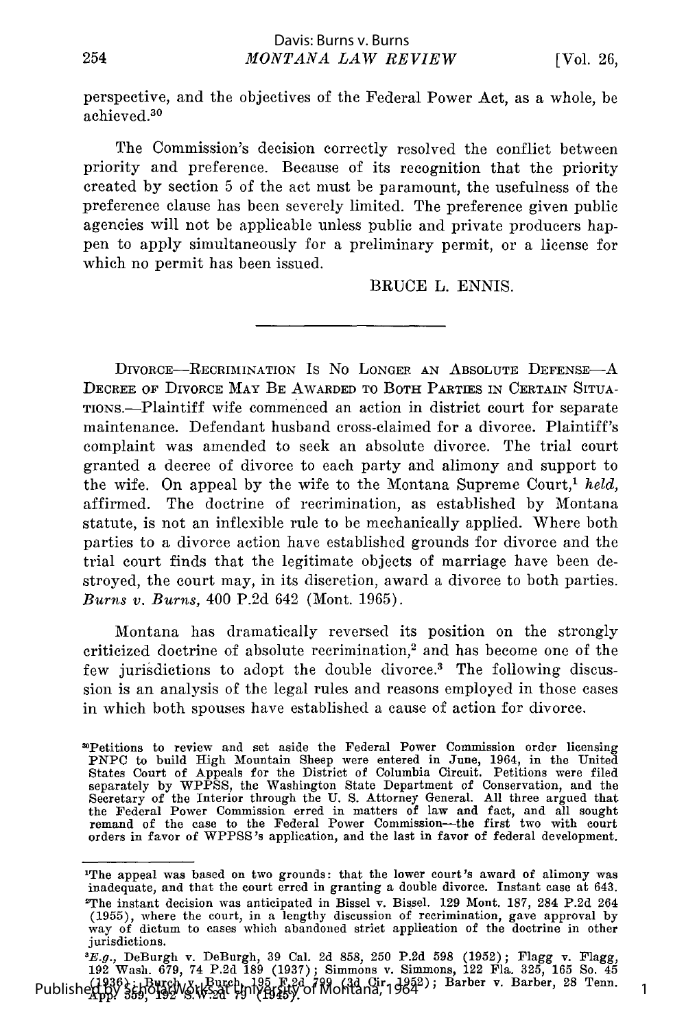perspective, and the objectives of the Federal Power Act, as a whole, be achieved.[30]

The Commission's decision correctly resolved the conflict between priority and preference. Because of its recognition that the priority created by section 5 of the act must be paramount, the usefulness of the preference clause has been severely limited. The preference given public agencies will not be applicable unless public and private producers happen to apply simultaneously for a preliminary permit, or a license for which no permit has been issued.

BRUCE L. ENNIS.

---

DIVORCE—RECRIMINATION IS NO LONGER AN ABSOLUTE DEFENSE—A DECREE OF DIVORCE MAY BE AWARDED TO BOTH PARTIES IN CERTAIN SITUATIONS.—Plaintiff wife commenced an action in district court for separate maintenance. Defendant husband cross-claimed for a divorce. Plaintiff's complaint was amended to seek an absolute divorce. The trial court granted a decree of divorce to each party and alimony and support to the wife. On appeal by the wife to the Montana Supreme Court,[1] *held*, affirmed. The doctrine of recrimination, as established by Montana statute, is not an inflexible rule to be mechanically applied. Where both parties to a divorce action have established grounds for divorce and the trial court finds that the legitimate objects of marriage have been destroyed, the court may, in its discretion, award a divorce to both parties. *Burns v. Burns*, 400 P.2d 642 (Mont. 1965).

Montana has dramatically reversed its position on the strongly criticized doctrine of absolute recrimination,[2] and has become one of the few jurisdictions to adopt the double divorce.[3] The following discussion is an analysis of the legal rules and reasons employed in those cases in which both spouses have established a cause of action for divorce.

[30]Petitions to review and set aside the Federal Power Commission order licensing PNPC to build High Mountain Sheep were entered in June, 1964, in the United States Court of Appeals for the District of Columbia Circuit. Petitions were filed separately by WPPSS, the Washington State Department of Conservation, and the Secretary of the Interior through the U. S. Attorney General. All three argued that the Federal Power Commission erred in matters of law and fact, and all sought remand of the case to the Federal Power Commission—the first two with court orders in favor of WPPSS's application, and the last in favor of federal development.

---

[1]The appeal was based on two grounds: that the lower court's award of alimony was inadequate, and that the court erred in granting a double divorce. Instant case at 643.

[2]The instant decision was anticipated in Bissel v. Bissel. 129 Mont. 187, 284 P.2d 264 (1955), where the court, in a lengthy discussion of recrimination, gave approval by way of dictum to cases which abandoned strict application of the doctrine in other jurisdictions.

[3]*E.g.*, DeBurgh v. DeBurgh, 39 Cal. 2d 858, 250 P.2d 598 (1952); Flagg v. Flagg, 192 Wash. 679, 74 P.2d 189 (1937); Simmons v. Simmons, 122 Fla. 325, 165 So. 45 (1936); Burch v. Burch, 195 F.2d 799 (3d Cir. 1952); Barber v. Barber, 28 Tenn. App. 359, 192 S.W.2d 79 (1945).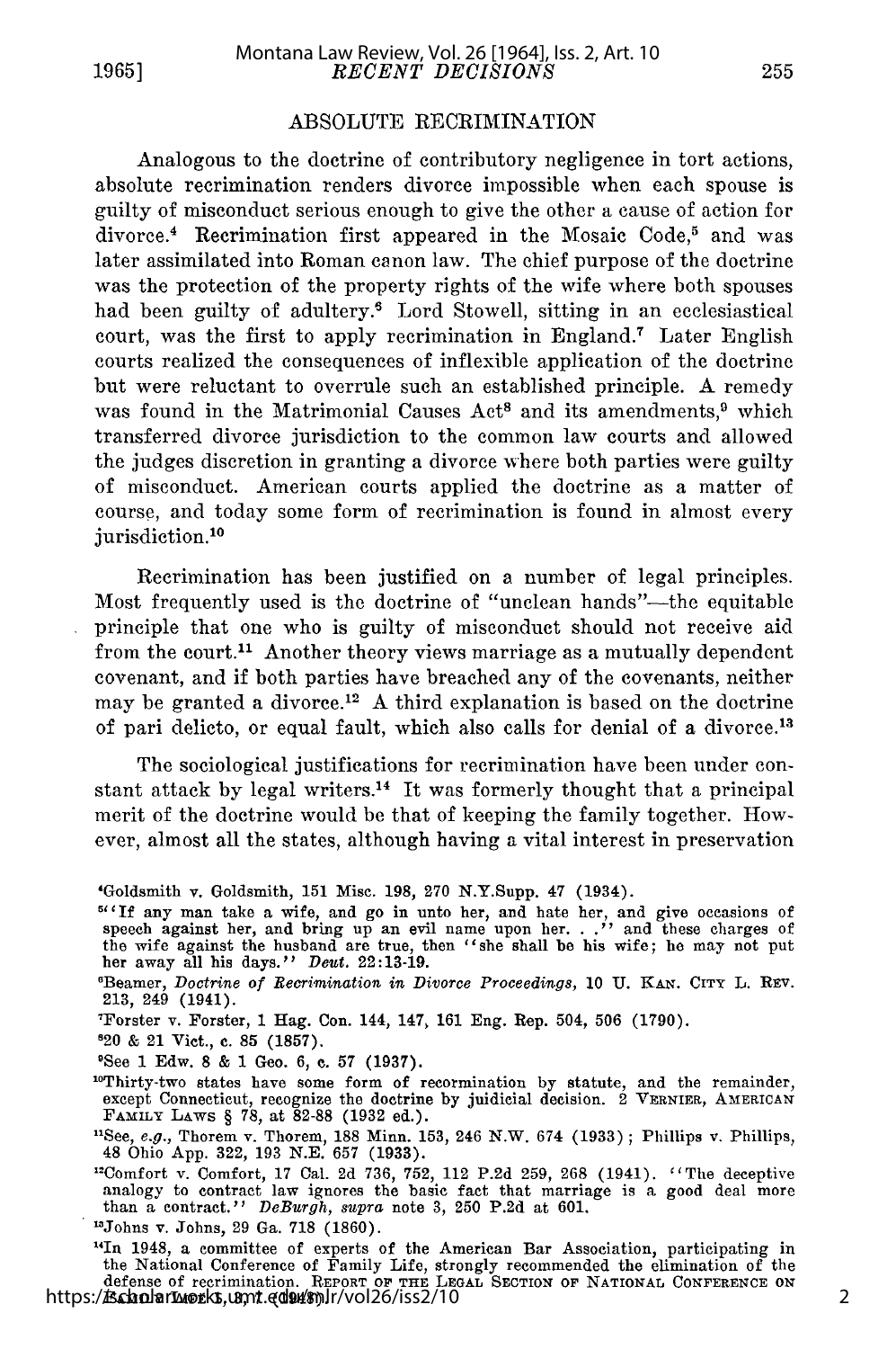## ABSOLUTE RECRIMINATION

Analogous to the doctrine of contributory negligence in tort actions, absolute recrimination renders divorce impossible when each spouse is guilty of misconduct serious enough to give the other a cause of action for divorce.[4] Recrimination first appeared in the Mosaic Code,[5] and was later assimilated into Roman canon law. The chief purpose of the doctrine was the protection of the property rights of the wife where both spouses had been guilty of adultery.[6] Lord Stowell, sitting in an ecclesiastical court, was the first to apply recrimination in England.[7] Later English courts realized the consequences of inflexible application of the doctrine but were reluctant to overrule such an established principle. A remedy was found in the Matrimonial Causes Act[8] and its amendments,[9] which transferred divorce jurisdiction to the common law courts and allowed the judges discretion in granting a divorce where both parties were guilty of misconduct. American courts applied the doctrine as a matter of course, and today some form of recrimination is found in almost every jurisdiction.[10]

Recrimination has been justified on a number of legal principles. Most frequently used is the doctrine of "unclean hands"—the equitable principle that one who is guilty of misconduct should not receive aid from the court.[11] Another theory views marriage as a mutually dependent covenant, and if both parties have breached any of the covenants, neither may be granted a divorce.[12] A third explanation is based on the doctrine of pari delicto, or equal fault, which also calls for denial of a divorce.[13]

The sociological justifications for recrimination have been under constant attack by legal writers.[14] It was formerly thought that a principal merit of the doctrine would be that of keeping the family together. However, almost all the states, although having a vital interest in preservation

---

[4]Goldsmith v. Goldsmith, 151 Misc. 198, 270 N.Y.Supp. 47 (1934).

[5]"If any man take a wife, and go in unto her, and hate her, and give occasions of speech against her, and bring up an evil name upon her. . ." and these charges of the wife against the husband are true, then "she shall be his wife; he may not put her away all his days." *Deut.* 22:13-19.

[6]Beamer, *Doctrine of Recrimination in Divorce Proceedings*, 10 U. KAN. CITY L. REV. 213, 249 (1941).

[7]Forster v. Forster, 1 Hag. Con. 144, 147, 161 Eng. Rep. 504, 506 (1790).

[8]20 & 21 Vict., c. 85 (1857).

[9]See 1 Edw. 8 & 1 Geo. 6, c. 57 (1937).

[10]Thirty-two states have some form of recormination by statute, and the remainder, except Connecticut, recognize the doctrine by juidicial decision. 2 VERNIER, AMERICAN FAMILY LAWS § 78, at 82-88 (1932 ed.).

[11]See, *e.g.*, Thorem v. Thorem, 188 Minn. 153, 246 N.W. 674 (1933); Phillips v. Phillips, 48 Ohio App. 322, 193 N.E. 657 (1933).

[12]Comfort v. Comfort, 17 Cal. 2d 736, 752, 112 P.2d 259, 268 (1941). "The deceptive analogy to contract law ignores the basic fact that marriage is a good deal more than a contract." *DeBurgh, supra* note 3, 250 P.2d at 601.

[13]Johns v. Johns, 29 Ga. 718 (1860).

[14]In 1948, a committee of experts of the American Bar Association, participating in the National Conference of Family Life, strongly recommended the elimination of the defense of recrimination. REPORT OF THE LEGAL SECTION OF NATIONAL CONFERENCE ON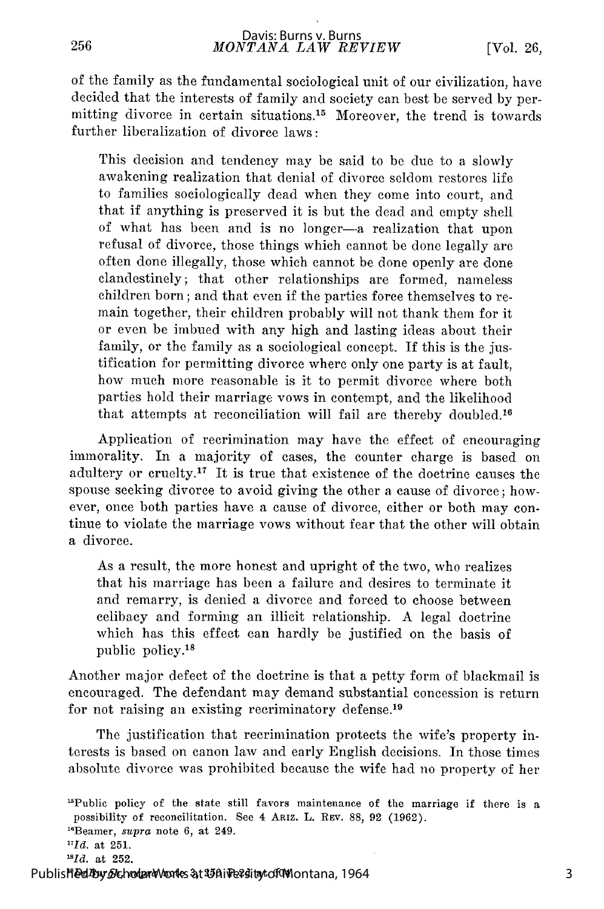of the family as the fundamental sociological unit of our civilization, have decided that the interests of family and society can best be served by permitting divorce in certain situations.[15] Moreover, the trend is towards further liberalization of divorce laws:

> This decision and tendency may be said to be due to a slowly awakening realization that denial of divorce seldom restores life to families sociologically dead when they come into court, and that if anything is preserved it is but the dead and empty shell of what has been and is no longer—a realization that upon refusal of divorce, those things which cannot be done legally are often done illegally, those which cannot be done openly are done clandestinely; that other relationships are formed, nameless children born; and that even if the parties force themselves to remain together, their children probably will not thank them for it or even be imbued with any high and lasting ideas about their family, or the family as a sociological concept. If this is the justification for permitting divorce where only one party is at fault, how much more reasonable is it to permit divorce where both parties hold their marriage vows in contempt, and the likelihood that attempts at reconciliation will fail are thereby doubled.[16]

Application of recrimination may have the effect of encouraging immorality. In a majority of cases, the counter charge is based on adultery or cruelty.[17] It is true that existence of the doctrine causes the spouse seeking divorce to avoid giving the other a cause of divorce; however, once both parties have a cause of divorce, either or both may continue to violate the marriage vows without fear that the other will obtain a divorce.

> As a result, the more honest and upright of the two, who realizes that his marriage has been a failure and desires to terminate it and remarry, is denied a divorce and forced to choose between celibacy and forming an illicit relationship. A legal doctrine which has this effect can hardly be justified on the basis of public policy.[18]

Another major defect of the doctrine is that a petty form of blackmail is encouraged. The defendant may demand substantial concession is return for not raising an existing recriminatory defense.[19]

The justification that recrimination protects the wife's property interests is based on canon law and early English decisions. In those times absolute divorce was prohibited because the wife had no property of her

[15]Public policy of the state still favors maintenance of the marriage if there is a possibility of reconcilitation. See 4 ARIZ. L. REV. 88, 92 (1962).

[16]Beamer, *supra* note 6, at 249.

[17]*Id.* at 251.

[18]*Id.* at 252.

[19]Beamer, *supra* note 6, at 250. Pettit, *supra* note 1, at 404.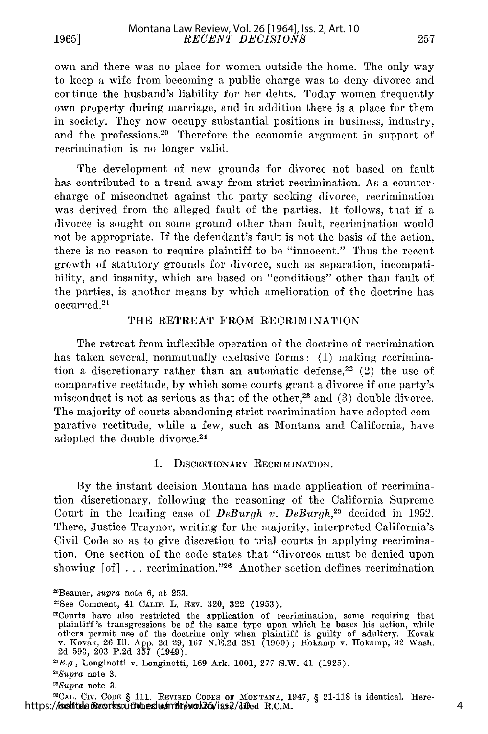own and there was no place for women outside the home. The only way to keep a wife from becoming a public charge was to deny divorce and continue the husband's liability for her debts. Today women frequently own property during marriage, and in addition there is a place for them in society. They now occupy substantial positions in business, industry, and the professions.[20] Therefore the economic argument in support of recrimination is no longer valid.

The development of new grounds for divorce not based on fault has contributed to a trend away from strict recrimination. As a countercharge of misconduct against the party seeking divorce, recrimination was derived from the alleged fault of the parties. It follows, that if a divorce is sought on some ground other than fault, recrimination would not be appropriate. If the defendant's fault is not the basis of the action, there is no reason to require plaintiff to be "innocent." Thus the recent growth of statutory grounds for divorce, such as separation, incompatibility, and insanity, which are based on "conditions" other than fault of the parties, is another means by which amelioration of the doctrine has occurred.[21]

## THE RETREAT FROM RECRIMINATION

The retreat from inflexible operation of the doctrine of recrimination has taken several, nonmutually exclusive forms: (1) making recrimination a discretionary rather than an automatic defense,[22] (2) the use of comparative rectitude, by which some courts grant a divorce if one party's misconduct is not as serious as that of the other,[23] and (3) double divorce. The majority of courts abandoning strict recrimination have adopted comparative rectitude, while a few, such as Montana and California, have adopted the double divorce.[24]

### 1. DISCRETIONARY RECRIMINATION.

By the instant decision Montana has made application of recrimination discretionary, following the reasoning of the California Supreme Court in the leading case of *DeBurgh v. DeBurgh*,[25] decided in 1952. There, Justice Traynor, writing for the majority, interpreted California's Civil Code so as to give discretion to trial courts in applying recrimination. One section of the code states that "divorces must be denied upon showing [of] . . . recrimination."[26] Another section defines recrimination

---

[20] Beamer, *supra* note 6, at 253.

[21] See Comment, 41 CALIF. L. REV. 320, 322 (1953).

[22] Courts have also restricted the application of recrimination, some requiring that plaintiff's transgressions be of the same type upon which he bases his action, while others permit use of the doctrine only when plaintiff is guilty of adultery. Kovak v. Kovak, 26 Ill. App. 2d 29, 167 N.E.2d 281 (1960); Hokamp v. Hokamp, 32 Wash. 2d 593, 203 P.2d 357 (1949).

[23] *E.g.*, Longinotti v. Longinotti, 169 Ark. 1001, 277 S.W. 41 (1925).

[24] *Supra* note 3.

[25] *Supra* note 3.

[26] CAL. CIV. CODE § 111. REVISED CODES OF MONTANA, 1947, § 21-118 is identical. Hereinafter cited R.C.M.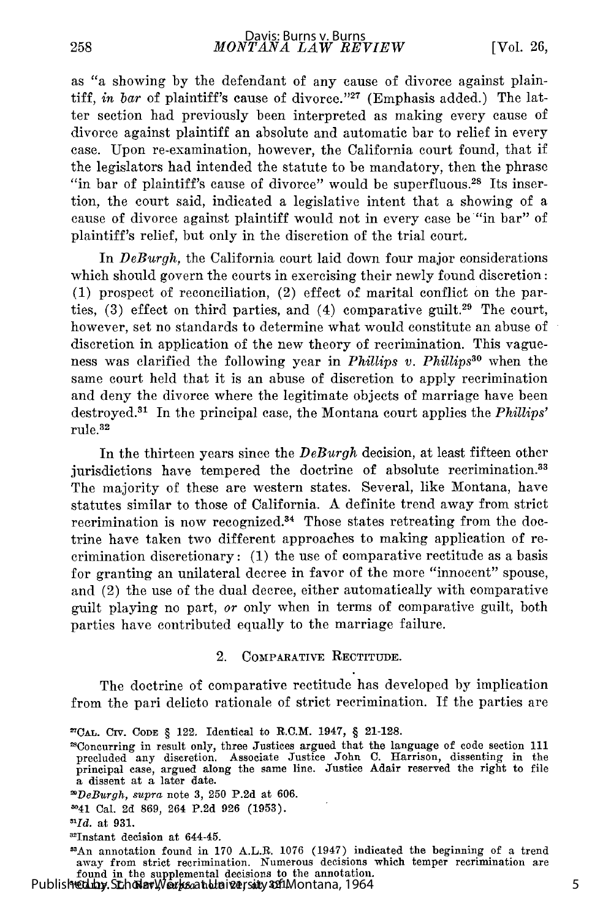as "a showing by the defendant of any cause of divorce against plaintiff, *in bar* of plaintiff's cause of divorce."[27] (Emphasis added.) The latter section had previously been interpreted as making every cause of divorce against plaintiff an absolute and automatic bar to relief in every case. Upon re-examination, however, the California court found, that if the legislators had intended the statute to be mandatory, then the phrase "in bar of plaintiff's cause of divorce" would be superfluous.[28] Its insertion, the court said, indicated a legislative intent that a showing of a cause of divorce against plaintiff would not in every case be "in bar" of plaintiff's relief, but only in the discretion of the trial court.

In *DeBurgh*, the California court laid down four major considerations which should govern the courts in exercising their newly found discretion: (1) prospect of reconciliation, (2) effect of marital conflict on the parties, (3) effect on third parties, and (4) comparative guilt.[29] The court, however, set no standards to determine what would constitute an abuse of discretion in application of the new theory of recrimination. This vagueness was clarified the following year in *Phillips v. Phillips*[30] when the same court held that it is an abuse of discretion to apply recrimination and deny the divorce where the legitimate objects of marriage have been destroyed.[31] In the principal case, the Montana court applies the *Phillips'* rule.[32]

In the thirteen years since the *DeBurgh* decision, at least fifteen other jurisdictions have tempered the doctrine of absolute recrimination.[33] The majority of these are western states. Several, like Montana, have statutes similar to those of California. A definite trend away from strict recrimination is now recognized.[34] Those states retreating from the doctrine have taken two different approaches to making application of recrimination discretionary: (1) the use of comparative rectitude as a basis for granting an unilateral decree in favor of the more "innocent" spouse, and (2) the use of the dual decree, either automatically with comparative guilt playing no part, *or* only when in terms of comparative guilt, both parties have contributed equally to the marriage failure.

## 2. Comparative Rectitude.

The doctrine of comparative rectitude has developed by implication from the pari delicto rationale of strict recrimination. If the parties are

---

[27] CAL. CIV. CODE § 122. Identical to R.C.M. 1947, § 21-128.

[28] Concurring in result only, three Justices argued that the language of code section 111 precluded any discretion. Associate Justice John C. Harrison, dissenting in the principal case, argued along the same line. Justice Adair reserved the right to file a dissent at a later date.

[29] *DeBurgh*, *supra* note 3, 250 P.2d at 606.

[30] 41 Cal. 2d 869, 264 P.2d 926 (1953).

[31] *Id.* at 931.

[32] Instant decision at 644-45.

[33] An annotation found in 170 A.L.R. 1076 (1947) indicated the beginning of a trend away from strict recrimination. Numerous decisions which temper recrimination are found in the supplemental decisions to the annotation.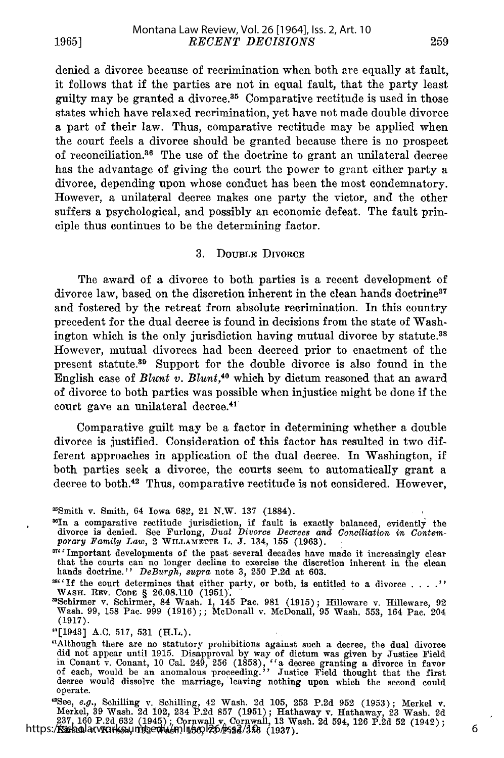denied a divorce because of recrimination when both are equally at fault, it follows that if the parties are not in equal fault, that the party least guilty may be granted a divorce.[35] Comparative rectitude is used in those states which have relaxed recrimination, yet have not made double divorce a part of their law. Thus, comparative rectitude may be applied when the court feels a divorce should be granted because there is no prospect of reconciliation.[36] The use of the doctrine to grant an unilateral decree has the advantage of giving the court the power to grant either party a divorce, depending upon whose conduct has been the most condemnatory. However, a unilateral decree makes one party the victor, and the other suffers a psychological, and possibly an economic defeat. The fault principle thus continues to be the determining factor.

### 3. Double Divorce

The award of a divorce to both parties is a recent development of divorce law, based on the discretion inherent in the clean hands doctrine[37] and fostered by the retreat from absolute recrimination. In this country precedent for the dual decree is found in decisions from the state of Washington which is the only jurisdiction having mutual divorce by statute.[38] However, mutual divorces had been decreed prior to enactment of the present statute.[39] Support for the double divorce is also found in the English case of *Blunt v. Blunt*,[40] which by dictum reasoned that an award of divorce to both parties was possible when injustice might be done if the court gave an unilateral decree.[41]

Comparative guilt may be a factor in determining whether a double divorce is justified. Consideration of this factor has resulted in two different approaches in application of the dual decree. In Washington, if both parties seek a divorce, the courts seem to automatically grant a decree to both.[42] Thus, comparative rectitude is not considered. However,

---

[35] Smith v. Smith, 64 Iowa 682, 21 N.W. 137 (1884).

[36] In a comparative rectitude jurisdiction, if fault is exactly balanced, evidently the divorce is denied. See Furlong, *Dual Divorce Decrees and Conciliation in Contemporary Family Law*, 2 Willamette L. J. 134, 155 (1963).

[37] "Important developments of the past several decades have made it increasingly clear that the courts can no longer decline to exercise the discretion inherent in the clean hands doctrine." *DeBurgh*, *supra* note 3, 250 P.2d at 603.

[38] "If the court determines that either party, or both, is entitled to a divorce . . . ." Wash. Rev. Code § 26.08.110 (1951).

[39] Schirmer v. Schirmer, 84 Wash. 1, 145 Pac. 981 (1915); Hilleware v. Hilleware, 92 Wash. 99, 158 Pac. 999 (1916);; McDonall v. McDonall, 95 Wash. 553, 164 Pac. 204 (1917).

[40] [1943] A.C. 517, 531 (H.L.).

[41] Although there are no statutory prohibitions against such a decree, the dual divorce did not appear until 1915. Disapproval by way of dictum was given by Justice Field in Conant v. Conant, 10 Cal. 249, 256 (1858), "a decree granting a divorce in favor of each, would be an anomalous proceeding." Justice Field thought that the first decree would dissolve the marriage, leaving nothing upon which the second could operate.

[42] See, *e.g.*, Schilling v. Schilling, 42 Wash. 2d 105, 253 P.2d 952 (1953); Merkel v. Merkel, 39 Wash. 2d 102, 234 P.2d 857 (1951); Hathaway v. Hathaway, 23 Wash. 2d 237, 160 P.2d 632 (1945); Cornwall v. Cornwall, 13 Wash. 2d 594, 126 P.2d 52 (1942); Karison v. Karison, 192 Wash. 150, 73 P.2d 335 (1937).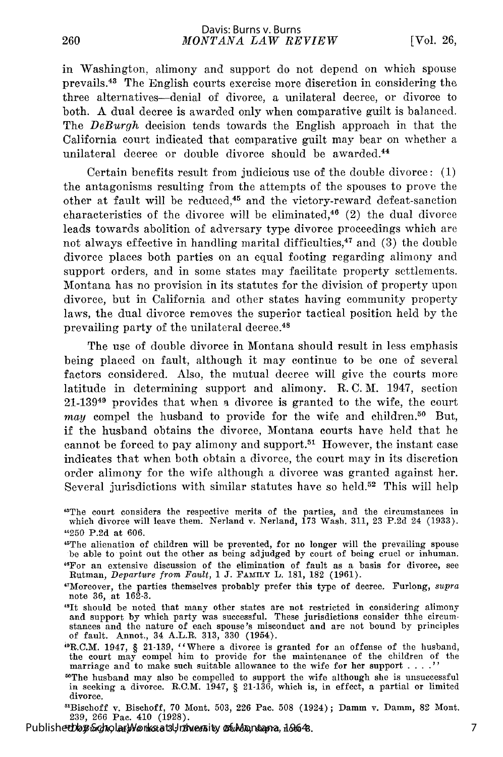in Washington, alimony and support do not depend on which spouse prevails.[43] The English courts exercise more discretion in considering the three alternatives—denial of divorce, a unilateral decree, or divorce to both. A dual decree is awarded only when comparative guilt is balanced. The *DeBurgh* decision tends towards the English approach in that the California court indicated that comparative guilt may bear on whether a unilateral decree or double divorce should be awarded.[44]

Certain benefits result from judicious use of the double divorce: (1) the antagonisms resulting from the attempts of the spouses to prove the other at fault will be reduced,[45] and the victory-reward defeat-sanction characteristics of the divorce will be eliminated,[46] (2) the dual divorce leads towards abolition of adversary type divorce proceedings which are not always effective in handling marital difficulties,[47] and (3) the double divorce places both parties on an equal footing regarding alimony and support orders, and in some states may facilitate property settlements. Montana has no provision in its statutes for the division of property upon divorce, but in California and other states having community property laws, the dual divorce removes the superior tactical position held by the prevailing party of the unilateral decree.[48]

The use of double divorce in Montana should result in less emphasis being placed on fault, although it may continue to be one of several factors considered. Also, the mutual decree will give the courts more latitude in determining support and alimony. R. C. M. 1947, section 21-139[49] provides that when a divorce is granted to the wife, the court *may* compel the husband to provide for the wife and children.[50] But, if the husband obtains the divorce, Montana courts have held that he cannot be forced to pay alimony and support.[51] However, the instant case indicates that when both obtain a divorce, the court may in its discretion order alimony for the wife although a divorce was granted against her. Several jurisdictions with similar statutes have so held.[52] This will help

---

[43]The court considers the respective merits of the parties, and the circumstances in which divorce will leave them. Nerland v. Nerland, 173 Wash. 311, 23 P.2d 24 (1933).

[44]250 P.2d at 606.

[45]The alienation of children will be prevented, for no longer will the prevailing spouse be able to point out the other as being adjudged by court of being cruel or inhuman.

[46]For an extensive discussion of the elimination of fault as a basis for divorce, see Rutman, *Departure from Fault*, 1 J. FAMILY L. 181, 182 (1961).

[47]Moreover, the parties themselves probably prefer this type of decree. Furlong, *supra* note 36, at 162-3.

[48]It should be noted that many other states are not restricted in considering alimony and support by which party was successful. These jurisdictions consider thhe circumstances and the nature of each spouse's misconduct and are not bound by principles of fault. Annot., 34 A.L.R. 313, 330 (1954).

[49]R.C.M. 1947, § 21-139, "Where a divorce is granted for an offense of the husband, the court may compel him to provide for the maintenance of the children of the marriage and to make such suitable allowance to the wife for her support . . . ."

[50]The husband may also be compelled to support the wife although she is unsuccessful in seeking a divorce. R.C.M. 1947, § 21-136, which is, in effect, a partial or limited divorce.

[51]Bischoff v. Bischoff, 70 Mont. 503, 226 Pac. 508 (1924); Damm v. Damm, 82 Mont. 239, 266 Pac. 410 (1928).

[52]DeBurgh, *supra* note 3; Burns, *supra*, note 8.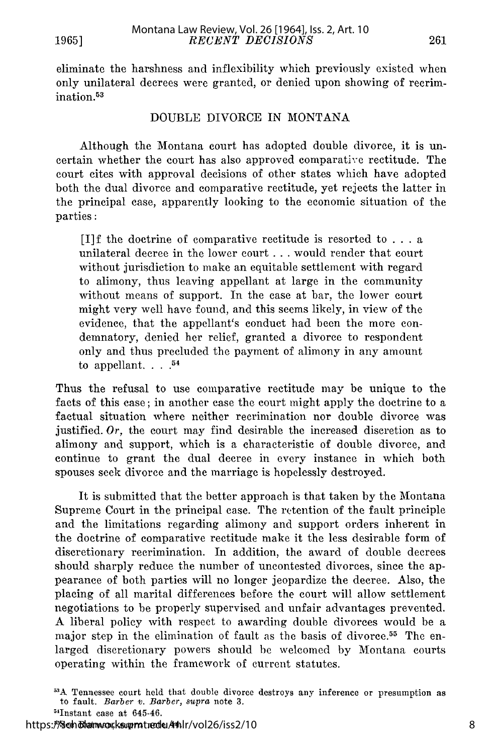eliminate the harshness and inflexibility which previously existed when only unilateral decrees were granted, or denied upon showing of recrimination.[53]

## DOUBLE DIVORCE IN MONTANA

Although the Montana court has adopted double divorce, it is uncertain whether the court has also approved comparative rectitude. The court cites with approval decisions of other states which have adopted both the dual divorce and comparative rectitude, yet rejects the latter in the principal case, apparently looking to the economic situation of the parties:

> [I]f the doctrine of comparative rectitude is resorted to . . . a unilateral decree in the lower court . . . would render that court without jurisdiction to make an equitable settlement with regard to alimony, thus leaving appellant at large in the community without means of support. In the case at bar, the lower court might very well have found, and this seems likely, in view of the evidence, that the appellant's conduct had been the more condemnatory, denied her relief, granted a divorce to respondent only and thus precluded the payment of alimony in any amount to appellant. . . .[54]

Thus the refusal to use comparative rectitude may be unique to the facts of this case; in another case the court might apply the doctrine to a factual situation where neither recrimination nor double divorce was justified. *Or,* the court may find desirable the increased discretion as to alimony and support, which is a characteristic of double divorce, and continue to grant the dual decree in every instance in which both spouses seek divorce and the marriage is hopelessly destroyed.

It is submitted that the better approach is that taken by the Montana Supreme Court in the principal case. The retention of the fault principle and the limitations regarding alimony and support orders inherent in the doctrine of comparative rectitude make it the less desirable form of discretionary recrimination. In addition, the award of double decrees should sharply reduce the number of uncontested divorces, since the appearance of both parties will no longer jeopardize the decree. Also, the placing of all marital differences before the court will allow settlement negotiations to be properly supervised and unfair advantages prevented. A liberal policy with respect to awarding double divorces would be a major step in the elimination of fault as the basis of divorce.[55] The enlarged discretionary powers should be welcomed by Montana courts operating within the framework of current statutes.

---

[53] A Tennessee court held that double divorce destroys any inference or presumption as to fault. *Barber v. Barber, supra* note 3.

[54] Instant case at 645-46.

[55] Bodenheimer, *supra* note 44.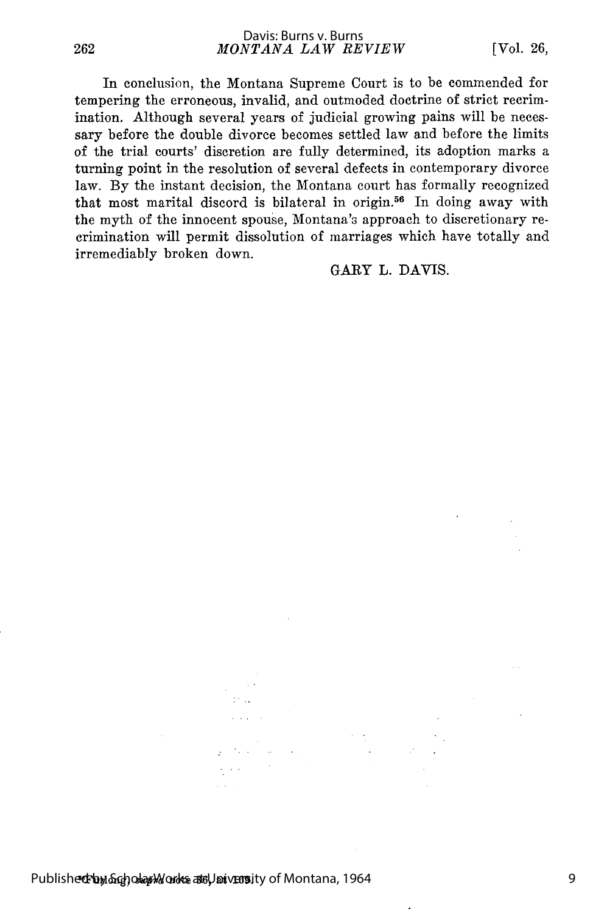In conclusion, the Montana Supreme Court is to be commended for tempering the erroneous, invalid, and outmoded doctrine of strict recrimination. Although several years of judicial growing pains will be necessary before the double divorce becomes settled law and before the limits of the trial courts' discretion are fully determined, its adoption marks a turning point in the resolution of several defects in contemporary divorce law. By the instant decision, the Montana court has formally recognized that most marital discord is bilateral in origin.[56] In doing away with the myth of the innocent spouse, Montana's approach to discretionary recrimination will permit dissolution of marriages which have totally and irremediably broken down.

GARY L. DAVIS.